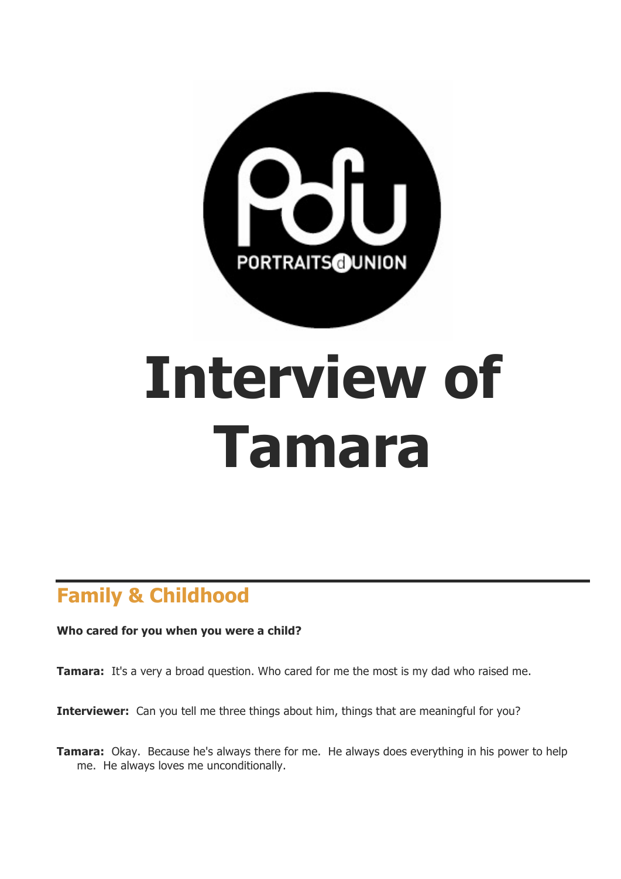PORTRAITS d UNION

# Interview of Tamara

## Family & Childhood

**Who cared for you when you were a child?**

**Tamara:** It's a very a broad question. Who cared for me the most is my dad who raised me.

**Interviewer:** Can you tell me three things about him, things that are meaningful for you?

**Tamara:** Okay. Because he's always there for me. He always does everything in his power to help me. He always loves me unconditionally.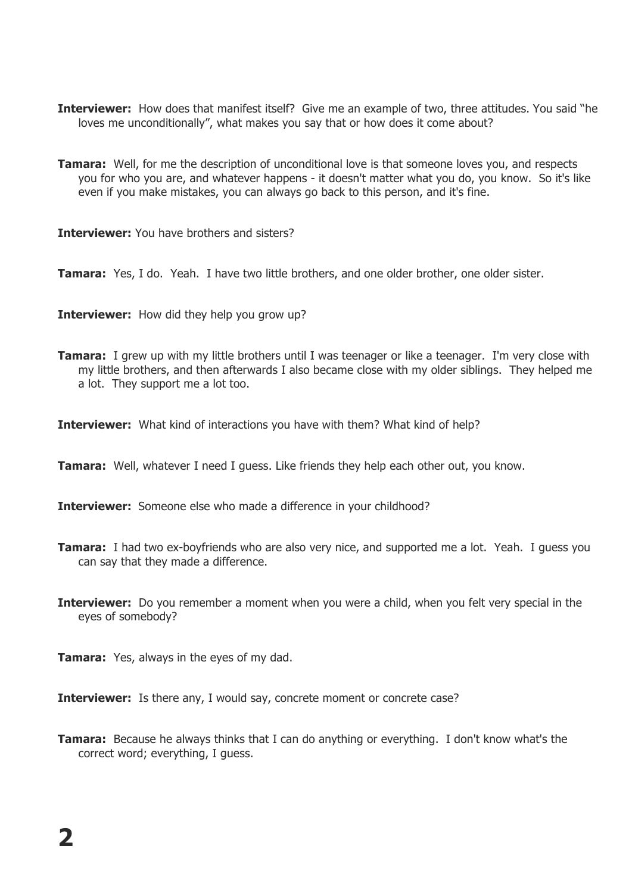**Interviewer:** How does that manifest itself? Give me an example of two, three attitudes. You said "he loves me unconditionally", what makes you say that or how does it come about?

**Tamara:** Well, for me the description of unconditional love is that someone loves you, and respects you for who you are, and whatever happens - it doesn't matter what you do, you know. So it's like even if you make mistakes, you can always go back to this person, and it's fine.

**Interviewer:** You have brothers and sisters?

**Tamara:** Yes, I do. Yeah. I have two little brothers, and one older brother, one older sister.

**Interviewer:** How did they help you grow up?

**Tamara:** I grew up with my little brothers until I was teenager or like a teenager. I'm very close with my little brothers, and then afterwards I also became close with my older siblings. They helped me a lot. They support me a lot too.

**Interviewer:** What kind of interactions you have with them? What kind of help?

**Tamara:** Well, whatever I need I guess. Like friends they help each other out, you know.

**Interviewer:** Someone else who made a difference in your childhood?

**Tamara:** I had two ex-boyfriends who are also very nice, and supported me a lot. Yeah. I guess you can say that they made a difference.

**Interviewer:** Do you remember a moment when you were a child, when you felt very special in the eyes of somebody?

**Tamara:** Yes, always in the eyes of my dad.

**Interviewer:** Is there any, I would say, concrete moment or concrete case?

**Tamara:** Because he always thinks that I can do anything or everything. I don't know what's the correct word; everything, I guess.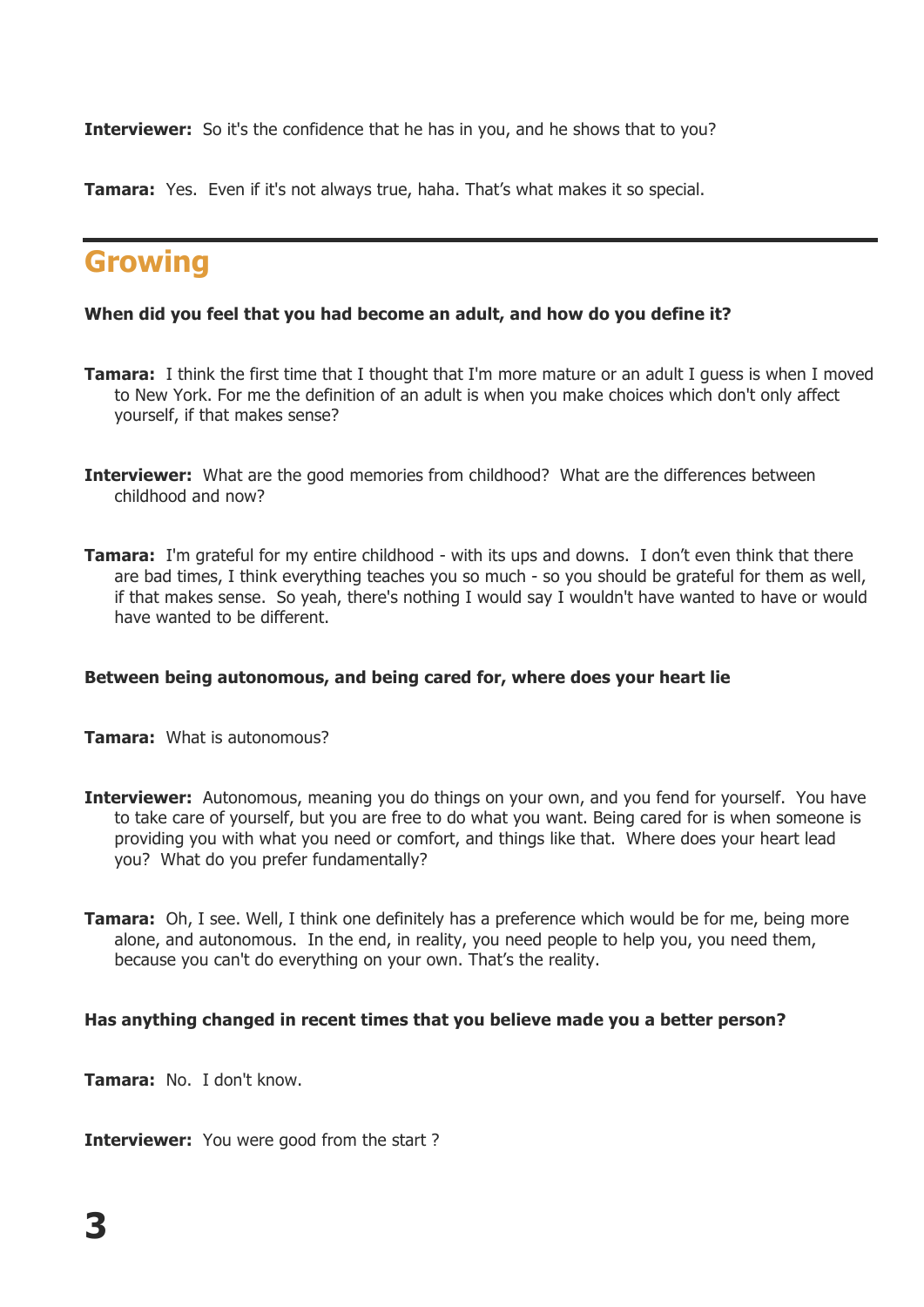**Interviewer:** So it's the confidence that he has in you, and he shows that to you?

**Tamara:** Yes. Even if it's not always true, haha. That's what makes it so special.

---

## Growing

**When did you feel that you had become an adult, and how do you define it?**

**Tamara:** I think the first time that I thought that I'm more mature or an adult I guess is when I moved to New York. For me the definition of an adult is when you make choices which don't only affect yourself, if that makes sense?

**Interviewer:** What are the good memories from childhood? What are the differences between childhood and now?

**Tamara:** I'm grateful for my entire childhood - with its ups and downs. I don't even think that there are bad times, I think everything teaches you so much - so you should be grateful for them as well, if that makes sense. So yeah, there's nothing I would say I wouldn't have wanted to have or would have wanted to be different.

**Between being autonomous, and being cared for, where does your heart lie**

**Tamara:** What is autonomous?

**Interviewer:** Autonomous, meaning you do things on your own, and you fend for yourself. You have to take care of yourself, but you are free to do what you want. Being cared for is when someone is providing you with what you need or comfort, and things like that. Where does your heart lead you? What do you prefer fundamentally?

**Tamara:** Oh, I see. Well, I think one definitely has a preference which would be for me, being more alone, and autonomous. In the end, in reality, you need people to help you, you need them, because you can't do everything on your own. That's the reality.

**Has anything changed in recent times that you believe made you a better person?**

**Tamara:** No. I don't know.

**Interviewer:** You were good from the start ?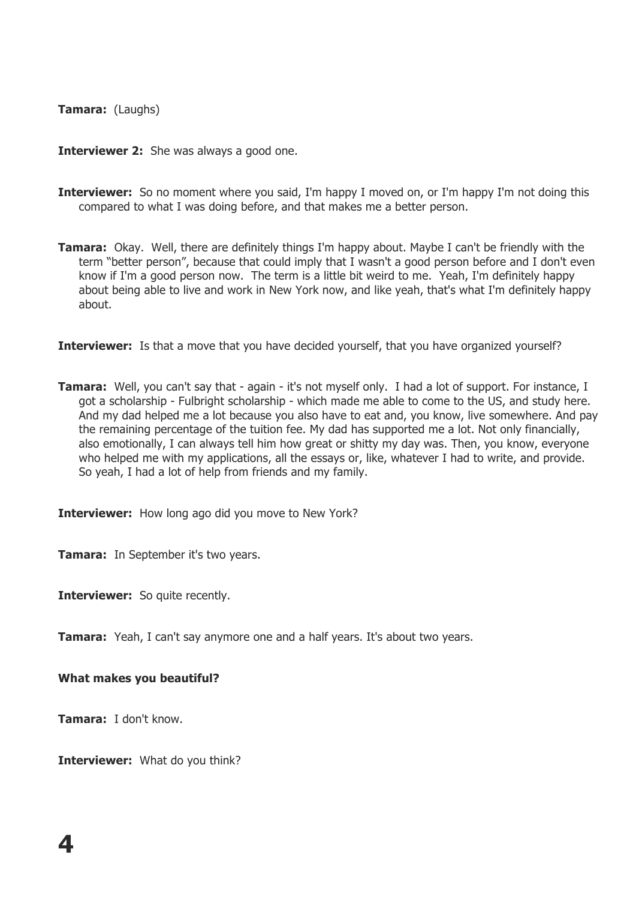**Tamara:** (Laughs)

**Interviewer 2:** She was always a good one.

**Interviewer:** So no moment where you said, I'm happy I moved on, or I'm happy I'm not doing this compared to what I was doing before, and that makes me a better person.

**Tamara:** Okay. Well, there are definitely things I'm happy about. Maybe I can't be friendly with the term "better person", because that could imply that I wasn't a good person before and I don't even know if I'm a good person now. The term is a little bit weird to me. Yeah, I'm definitely happy about being able to live and work in New York now, and like yeah, that's what I'm definitely happy about.

**Interviewer:** Is that a move that you have decided yourself, that you have organized yourself?

**Tamara:** Well, you can't say that - again - it's not myself only. I had a lot of support. For instance, I got a scholarship - Fulbright scholarship - which made me able to come to the US, and study here. And my dad helped me a lot because you also have to eat and, you know, live somewhere. And pay the remaining percentage of the tuition fee. My dad has supported me a lot. Not only financially, also emotionally, I can always tell him how great or shitty my day was. Then, you know, everyone who helped me with my applications, all the essays or, like, whatever I had to write, and provide. So yeah, I had a lot of help from friends and my family.

**Interviewer:** How long ago did you move to New York?

**Tamara:** In September it's two years.

**Interviewer:** So quite recently.

**Tamara:** Yeah, I can't say anymore one and a half years. It's about two years.

**What makes you beautiful?**

**Tamara:** I don't know.

**Interviewer:** What do you think?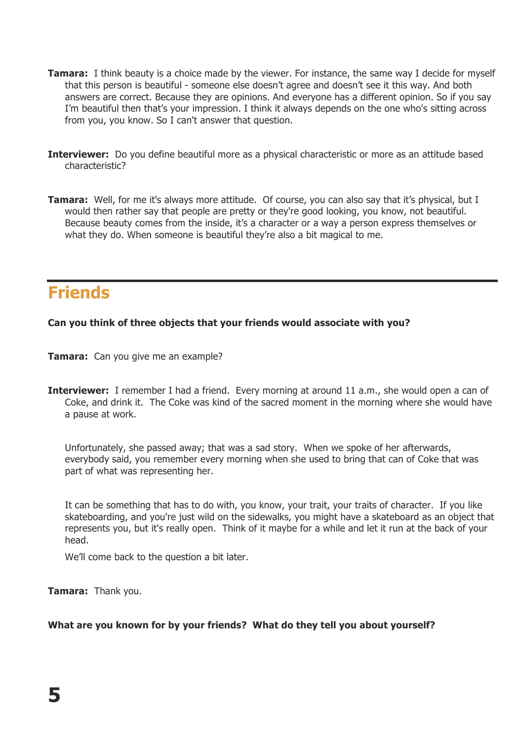**Tamara:** I think beauty is a choice made by the viewer. For instance, the same way I decide for myself that this person is beautiful - someone else doesn't agree and doesn't see it this way. And both answers are correct. Because they are opinions. And everyone has a different opinion. So if you say I'm beautiful then that's your impression. I think it always depends on the one who's sitting across from you, you know. So I can't answer that question.

**Interviewer:** Do you define beautiful more as a physical characteristic or more as an attitude based characteristic?

**Tamara:** Well, for me it's always more attitude. Of course, you can also say that it's physical, but I would then rather say that people are pretty or they're good looking, you know, not beautiful. Because beauty comes from the inside, it's a character or a way a person express themselves or what they do. When someone is beautiful they're also a bit magical to me.

## Friends

**Can you think of three objects that your friends would associate with you?**

**Tamara:** Can you give me an example?

**Interviewer:** I remember I had a friend. Every morning at around 11 a.m., she would open a can of Coke, and drink it. The Coke was kind of the sacred moment in the morning where she would have a pause at work.

Unfortunately, she passed away; that was a sad story. When we spoke of her afterwards, everybody said, you remember every morning when she used to bring that can of Coke that was part of what was representing her.

It can be something that has to do with, you know, your trait, your traits of character. If you like skateboarding, and you're just wild on the sidewalks, you might have a skateboard as an object that represents you, but it's really open. Think of it maybe for a while and let it run at the back of your head.

We'll come back to the question a bit later.

**Tamara:** Thank you.

**What are you known for by your friends? What do they tell you about yourself?**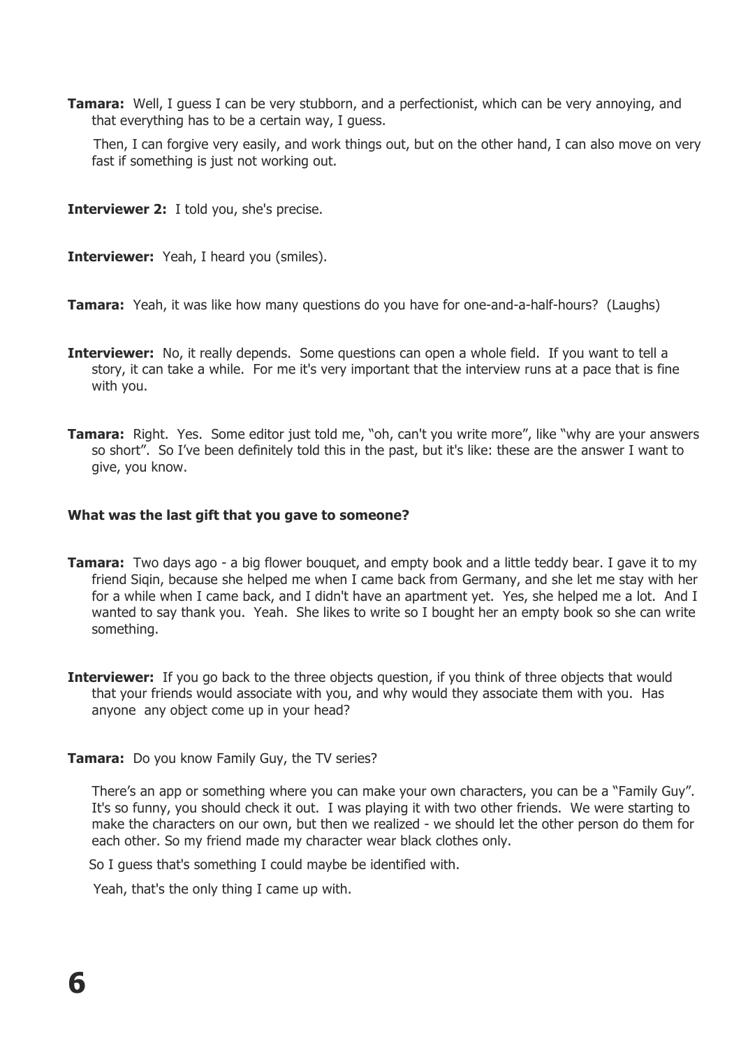**Tamara:** Well, I guess I can be very stubborn, and a perfectionist, which can be very annoying, and that everything has to be a certain way, I guess.

Then, I can forgive very easily, and work things out, but on the other hand, I can also move on very fast if something is just not working out.

**Interviewer 2:** I told you, she's precise.

**Interviewer:** Yeah, I heard you (smiles).

**Tamara:** Yeah, it was like how many questions do you have for one-and-a-half-hours? (Laughs)

**Interviewer:** No, it really depends. Some questions can open a whole field. If you want to tell a story, it can take a while. For me it's very important that the interview runs at a pace that is fine with you.

**Tamara:** Right. Yes. Some editor just told me, "oh, can't you write more", like "why are your answers so short". So I've been definitely told this in the past, but it's like: these are the answer I want to give, you know.

**What was the last gift that you gave to someone?**

**Tamara:** Two days ago - a big flower bouquet, and empty book and a little teddy bear. I gave it to my friend Siqin, because she helped me when I came back from Germany, and she let me stay with her for a while when I came back, and I didn't have an apartment yet. Yes, she helped me a lot. And I wanted to say thank you. Yeah. She likes to write so I bought her an empty book so she can write something.

**Interviewer:** If you go back to the three objects question, if you think of three objects that would that your friends would associate with you, and why would they associate them with you. Has anyone any object come up in your head?

**Tamara:** Do you know Family Guy, the TV series?

There's an app or something where you can make your own characters, you can be a "Family Guy". It's so funny, you should check it out. I was playing it with two other friends. We were starting to make the characters on our own, but then we realized - we should let the other person do them for each other. So my friend made my character wear black clothes only.

So I guess that's something I could maybe be identified with.

Yeah, that's the only thing I came up with.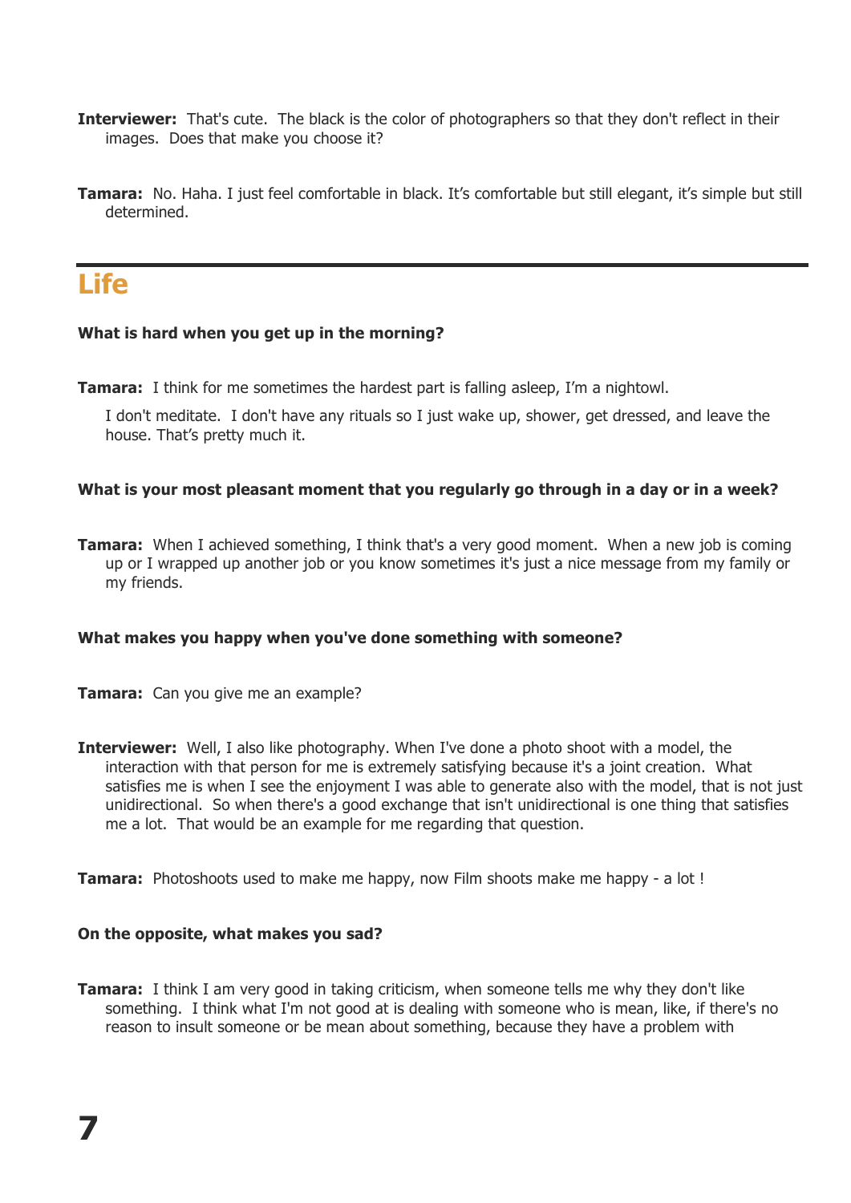**Interviewer:** That's cute. The black is the color of photographers so that they don't reflect in their images. Does that make you choose it?

**Tamara:** No. Haha. I just feel comfortable in black. It's comfortable but still elegant, it's simple but still determined.

## Life

**What is hard when you get up in the morning?**

**Tamara:** I think for me sometimes the hardest part is falling asleep, I'm a nightowl.

I don't meditate. I don't have any rituals so I just wake up, shower, get dressed, and leave the house. That's pretty much it.

**What is your most pleasant moment that you regularly go through in a day or in a week?**

**Tamara:** When I achieved something, I think that's a very good moment. When a new job is coming up or I wrapped up another job or you know sometimes it's just a nice message from my family or my friends.

**What makes you happy when you've done something with someone?**

**Tamara:** Can you give me an example?

**Interviewer:** Well, I also like photography. When I've done a photo shoot with a model, the interaction with that person for me is extremely satisfying because it's a joint creation. What satisfies me is when I see the enjoyment I was able to generate also with the model, that is not just unidirectional. So when there's a good exchange that isn't unidirectional is one thing that satisfies me a lot. That would be an example for me regarding that question.

**Tamara:** Photoshoots used to make me happy, now Film shoots make me happy - a lot !

**On the opposite, what makes you sad?**

**Tamara:** I think I am very good in taking criticism, when someone tells me why they don't like something. I think what I'm not good at is dealing with someone who is mean, like, if there's no reason to insult someone or be mean about something, because they have a problem with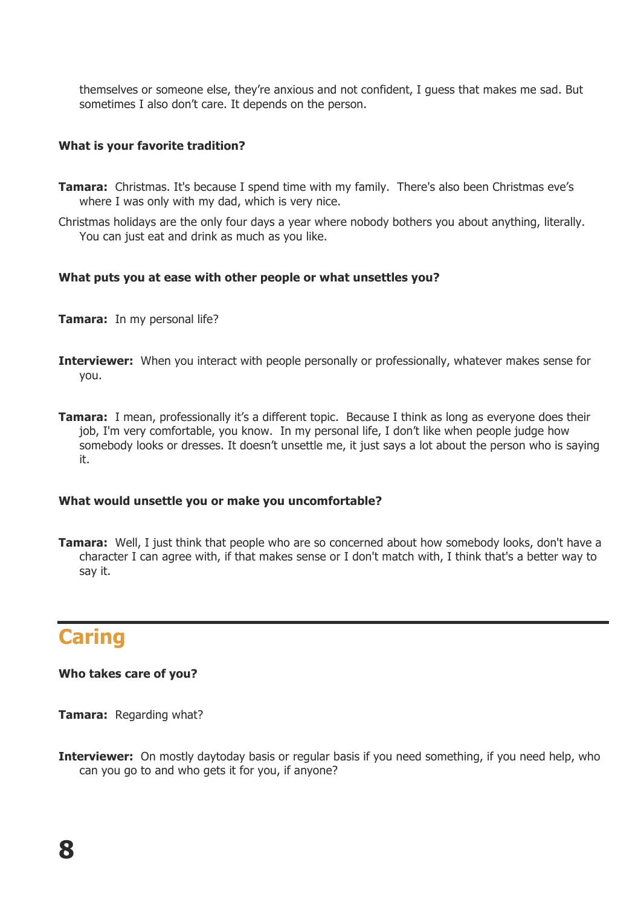themselves or someone else, they're anxious and not confident, I guess that makes me sad. But sometimes I also don't care. It depends on the person.

**What is your favorite tradition?**

**Tamara:** Christmas. It's because I spend time with my family. There's also been Christmas eve's where I was only with my dad, which is very nice.

Christmas holidays are the only four days a year where nobody bothers you about anything, literally. You can just eat and drink as much as you like.

**What puts you at ease with other people or what unsettles you?**

**Tamara:** In my personal life?

**Interviewer:** When you interact with people personally or professionally, whatever makes sense for you.

**Tamara:** I mean, professionally it's a different topic. Because I think as long as everyone does their job, I'm very comfortable, you know. In my personal life, I don't like when people judge how somebody looks or dresses. It doesn't unsettle me, it just says a lot about the person who is saying it.

**What would unsettle you or make you uncomfortable?**

**Tamara:** Well, I just think that people who are so concerned about how somebody looks, don't have a character I can agree with, if that makes sense or I don't match with, I think that's a better way to say it.

## Caring

**Who takes care of you?**

**Tamara:** Regarding what?

**Interviewer:** On mostly daytoday basis or regular basis if you need something, if you need help, who can you go to and who gets it for you, if anyone?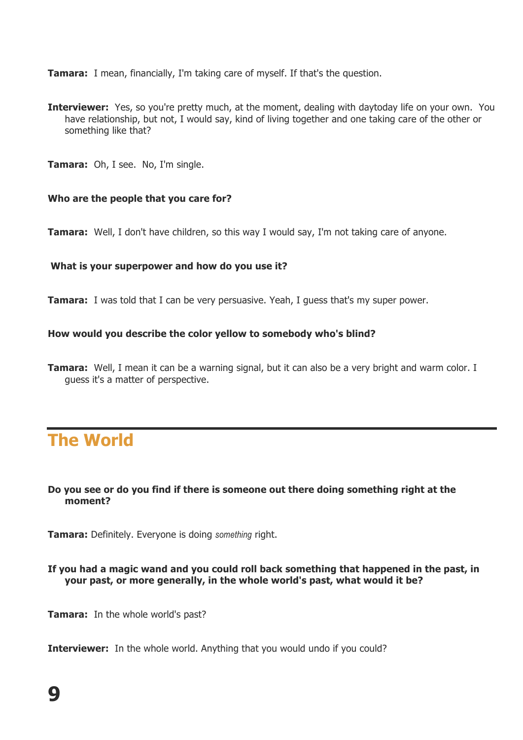**Tamara:** I mean, financially, I'm taking care of myself. If that's the question.

**Interviewer:** Yes, so you're pretty much, at the moment, dealing with daytoday life on your own. You have relationship, but not, I would say, kind of living together and one taking care of the other or something like that?

**Tamara:** Oh, I see. No, I'm single.

**Who are the people that you care for?**

**Tamara:** Well, I don't have children, so this way I would say, I'm not taking care of anyone.

**What is your superpower and how do you use it?**

**Tamara:** I was told that I can be very persuasive. Yeah, I guess that's my super power.

**How would you describe the color yellow to somebody who's blind?**

**Tamara:** Well, I mean it can be a warning signal, but it can also be a very bright and warm color. I guess it's a matter of perspective.

## The World

**Do you see or do you find if there is someone out there doing something right at the moment?**

**Tamara:** Definitely. Everyone is doing *something* right.

**If you had a magic wand and you could roll back something that happened in the past, in your past, or more generally, in the whole world's past, what would it be?**

**Tamara:** In the whole world's past?

**Interviewer:** In the whole world. Anything that you would undo if you could?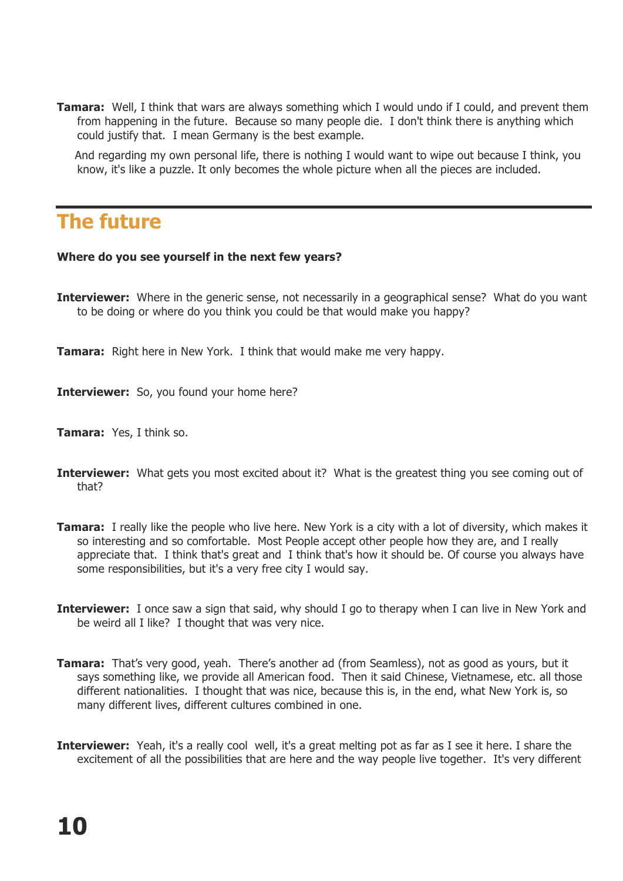**Tamara:** Well, I think that wars are always something which I would undo if I could, and prevent them from happening in the future. Because so many people die. I don't think there is anything which could justify that. I mean Germany is the best example.

And regarding my own personal life, there is nothing I would want to wipe out because I think, you know, it's like a puzzle. It only becomes the whole picture when all the pieces are included.

## The future

**Where do you see yourself in the next few years?**

**Interviewer:** Where in the generic sense, not necessarily in a geographical sense? What do you want to be doing or where do you think you could be that would make you happy?

**Tamara:** Right here in New York. I think that would make me very happy.

**Interviewer:** So, you found your home here?

**Tamara:** Yes, I think so.

**Interviewer:** What gets you most excited about it? What is the greatest thing you see coming out of that?

**Tamara:** I really like the people who live here. New York is a city with a lot of diversity, which makes it so interesting and so comfortable. Most People accept other people how they are, and I really appreciate that. I think that's great and I think that's how it should be. Of course you always have some responsibilities, but it's a very free city I would say.

**Interviewer:** I once saw a sign that said, why should I go to therapy when I can live in New York and be weird all I like? I thought that was very nice.

**Tamara:** That's very good, yeah. There's another ad (from Seamless), not as good as yours, but it says something like, we provide all American food. Then it said Chinese, Vietnamese, etc. all those different nationalities. I thought that was nice, because this is, in the end, what New York is, so many different lives, different cultures combined in one.

**Interviewer:** Yeah, it's a really cool well, it's a great melting pot as far as I see it here. I share the excitement of all the possibilities that are here and the way people live together. It's very different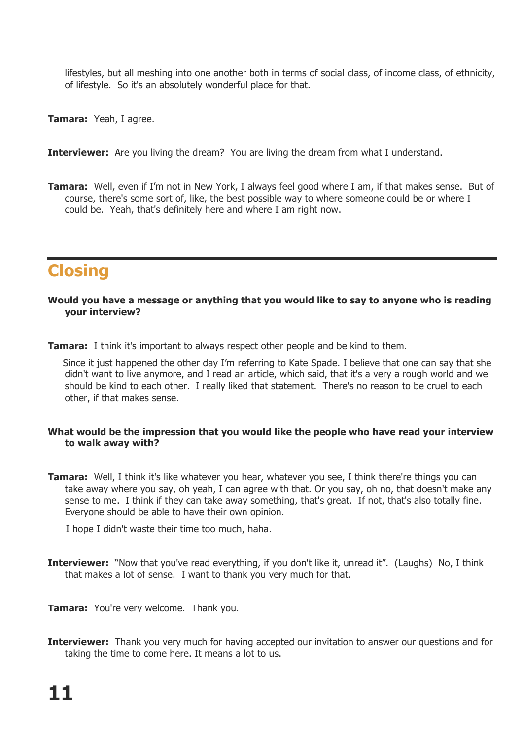lifestyles, but all meshing into one another both in terms of social class, of income class, of ethnicity, of lifestyle. So it's an absolutely wonderful place for that.

**Tamara:** Yeah, I agree.

**Interviewer:** Are you living the dream? You are living the dream from what I understand.

**Tamara:** Well, even if I'm not in New York, I always feel good where I am, if that makes sense. But of course, there's some sort of, like, the best possible way to where someone could be or where I could be. Yeah, that's definitely here and where I am right now.

## Closing

**Would you have a message or anything that you would like to say to anyone who is reading your interview?**

**Tamara:** I think it's important to always respect other people and be kind to them.

Since it just happened the other day I'm referring to Kate Spade. I believe that one can say that she didn't want to live anymore, and I read an article, which said, that it's a very a rough world and we should be kind to each other. I really liked that statement. There's no reason to be cruel to each other, if that makes sense.

**What would be the impression that you would like the people who have read your interview to walk away with?**

**Tamara:** Well, I think it's like whatever you hear, whatever you see, I think there're things you can take away where you say, oh yeah, I can agree with that. Or you say, oh no, that doesn't make any sense to me. I think if they can take away something, that's great. If not, that's also totally fine. Everyone should be able to have their own opinion.

I hope I didn't waste their time too much, haha.

**Interviewer:** "Now that you've read everything, if you don't like it, unread it". (Laughs) No, I think that makes a lot of sense. I want to thank you very much for that.

**Tamara:** You're very welcome. Thank you.

**Interviewer:** Thank you very much for having accepted our invitation to answer our questions and for taking the time to come here. It means a lot to us.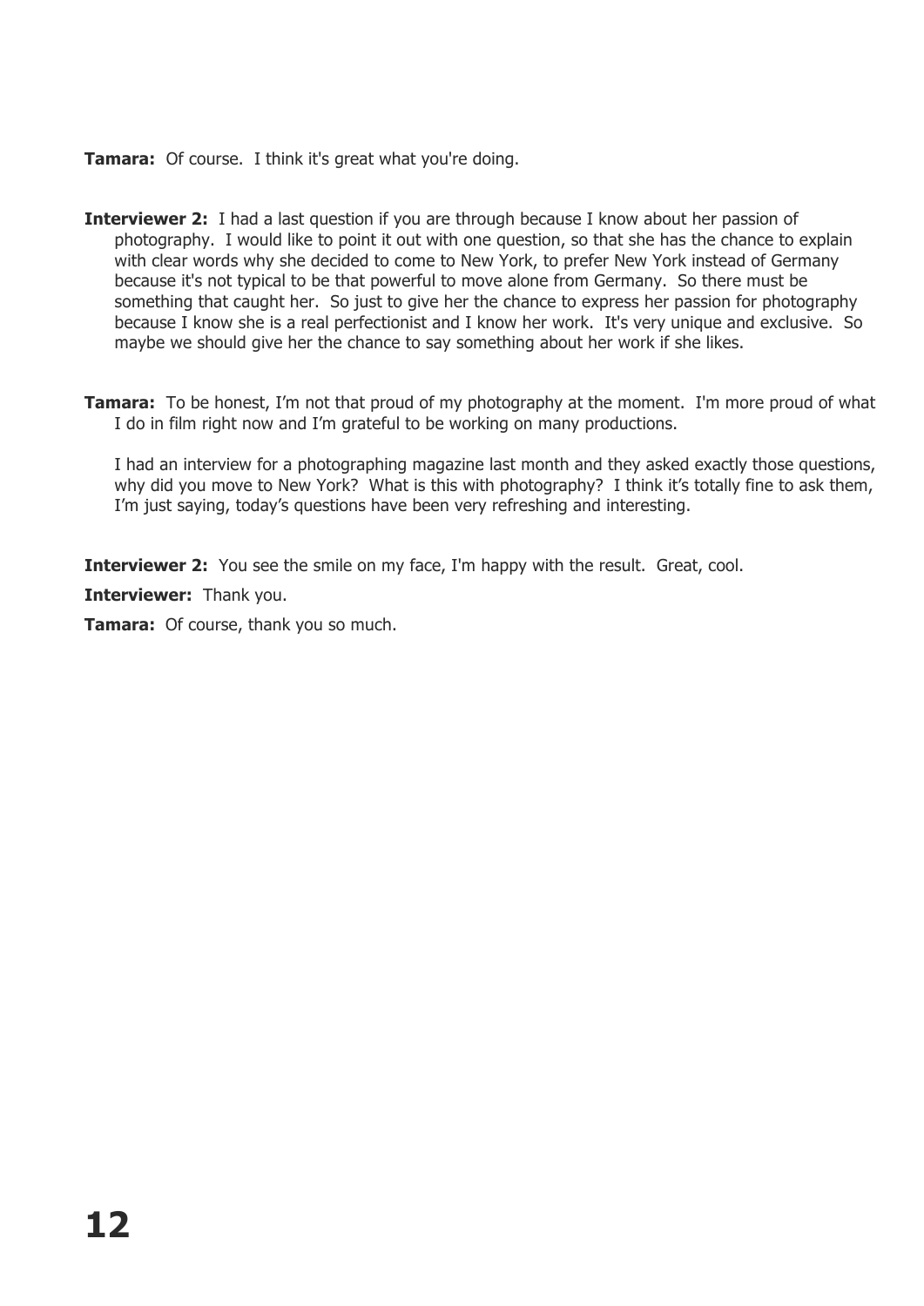**Tamara:** Of course. I think it's great what you're doing.

**Interviewer 2:** I had a last question if you are through because I know about her passion of photography. I would like to point it out with one question, so that she has the chance to explain with clear words why she decided to come to New York, to prefer New York instead of Germany because it's not typical to be that powerful to move alone from Germany. So there must be something that caught her. So just to give her the chance to express her passion for photography because I know she is a real perfectionist and I know her work. It's very unique and exclusive. So maybe we should give her the chance to say something about her work if she likes.

**Tamara:** To be honest, I'm not that proud of my photography at the moment. I'm more proud of what I do in film right now and I'm grateful to be working on many productions.

I had an interview for a photographing magazine last month and they asked exactly those questions, why did you move to New York? What is this with photography? I think it's totally fine to ask them, I'm just saying, today's questions have been very refreshing and interesting.

**Interviewer 2:** You see the smile on my face, I'm happy with the result. Great, cool.

**Interviewer:** Thank you.

**Tamara:** Of course, thank you so much.